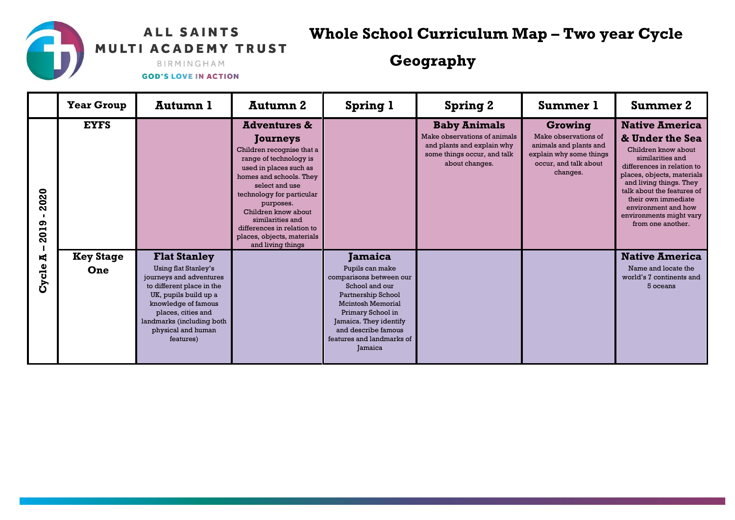ALL SAINTS MULTI ACADEMY TRUST

BIRMINGHAM

GOD'S LOVE IN ACTION

# Whole School Curriculum Map – Two year Cycle

# Geography

| | Year Group | Autumn 1 | Autumn 2 | Spring 1 | Spring 2 | Summer 1 | Summer 2 |
|---|---|---|---|---|---|---|---|
| Cycle A – 2019 - 2020 | EYFS | | **Adventures & Journeys** Children recognise that a range of technology is used in places such as homes and schools. They select and use technology for particular purposes. Children know about similarities and differences in relation to places, objects, materials and living things | | **Baby Animals** Make observations of animals and plants and explain why some things occur, and talk about changes. | **Growing** Make observations of animals and plants and explain why some things occur, and talk about changes. | **Native America & Under the Sea** Children know about similarities and differences in relation to places, objects, materials and living things. They talk about the features of their own immediate environment and how environments might vary from one another. |
| | Key Stage One | **Flat Stanley** Using flat Stanley's journeys and adventures to different place in the UK, pupils build up a knowledge of famous places, cities and landmarks (including both physical and human features) | | **Jamaica** Pupils can make comparisons between our School and our Partnership School Mcintosh Memorial Primary School in Jamaica. They identify and describe famous features and landmarks of Jamaica | | | **Native America** Name and locate the world's 7 continents and 5 oceans |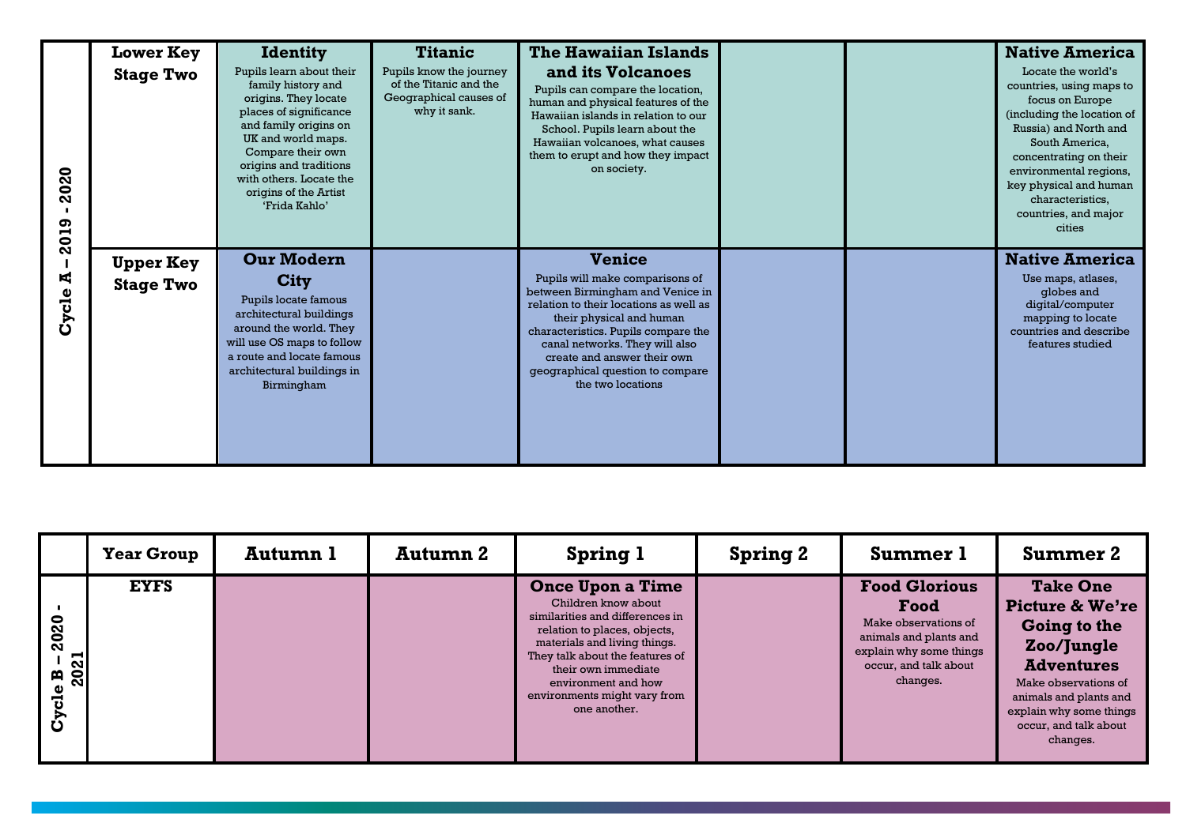| Cycle A – 2019 - 2020 | | | | | | | |
|---|---|---|---|---|---|---|---|
| | **Lower Key Stage Two** | **Identity** Pupils learn about their family history and origins. They locate places of significance and family origins on UK and world maps. Compare their own origins and traditions with others. Locate the origins of the Artist 'Frida Kahlo' | **Titanic** Pupils know the journey of the Titanic and the Geographical causes of why it sank. | **The Hawaiian Islands and its Volcanoes** Pupils can compare the location, human and physical features of the Hawaiian islands in relation to our School. Pupils learn about the Hawaiian volcanoes, what causes them to erupt and how they impact on society. | | | **Native America** Locate the world's countries, using maps to focus on Europe (including the location of Russia) and North and South America, concentrating on their environmental regions, key physical and human characteristics, countries, and major cities |
| | **Upper Key Stage Two** | **Our Modern City** Pupils locate famous architectural buildings around the world. They will use OS maps to follow a route and locate famous architectural buildings in Birmingham | | **Venice** Pupils will make comparisons of between Birmingham and Venice in relation to their locations as well as their physical and human characteristics. Pupils compare the canal networks. They will also create and answer their own geographical question to compare the two locations | | | **Native America** Use maps, atlases, globes and digital/computer mapping to locate countries and describe features studied |

| | Year Group | Autumn 1 | Autumn 2 | Spring 1 | Spring 2 | Summer 1 | Summer 2 |
|---|---|---|---|---|---|---|---|
| Cycle B – 2020 - 2021 | **EYFS** | | | **Once Upon a Time** Children know about similarities and differences in relation to places, objects, materials and living things. They talk about the features of their own immediate environment and how environments might vary from one another. | | **Food Glorious Food** Make observations of animals and plants and explain why some things occur, and talk about changes. | **Take One Picture & We're Going to the Zoo/Jungle Adventures** Make observations of animals and plants and explain why some things occur, and talk about changes. |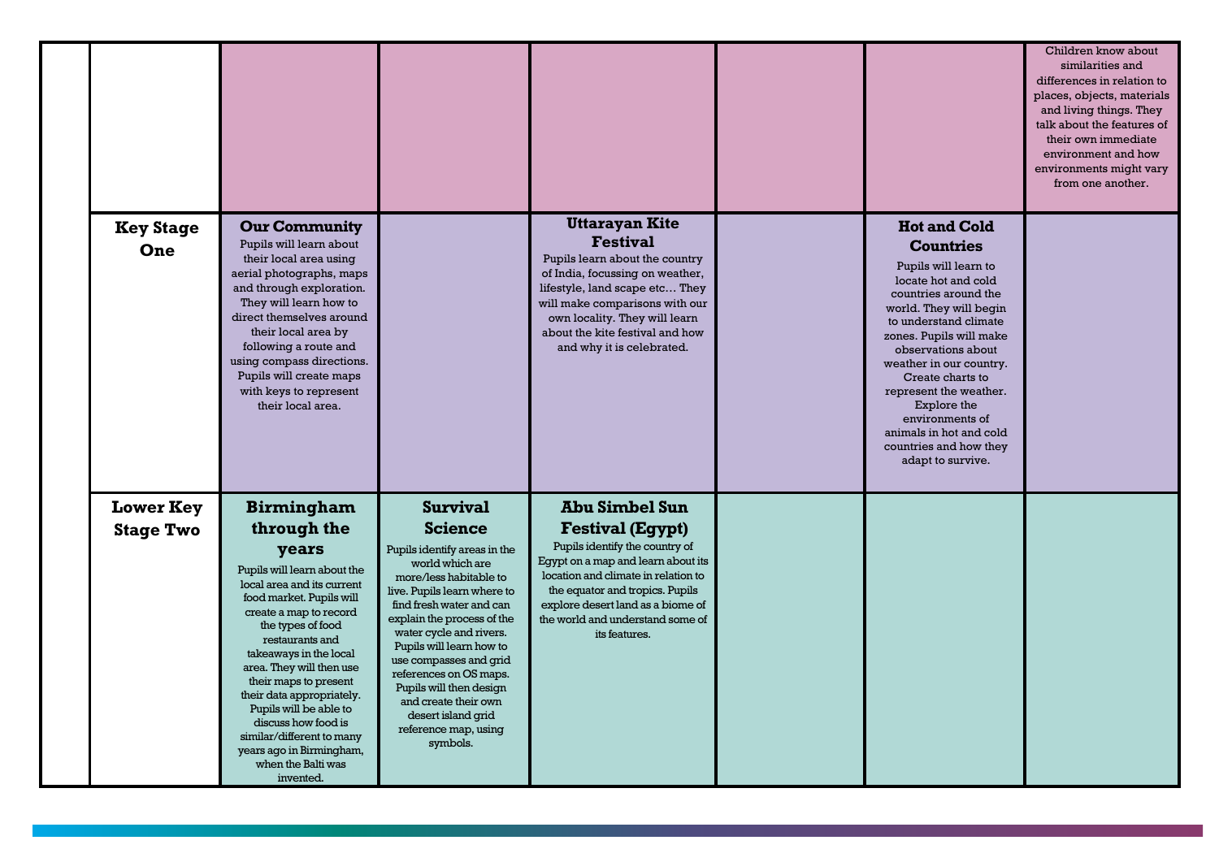| | | | | | | | |
|---|---|---|---|---|---|---|---|
| | | | | | | | Children know about similarities and differences in relation to places, objects, materials and living things. They talk about the features of their own immediate environment and how environments might vary from one another. |
| | **Key Stage One** | **Our Community** Pupils will learn about their local area using aerial photographs, maps and through exploration. They will learn how to direct themselves around their local area by following a route and using compass directions. Pupils will create maps with keys to represent their local area. | | **Uttarayan Kite Festival** Pupils learn about the country of India, focussing on weather, lifestyle, land scape etc… They will make comparisons with our own locality. They will learn about the kite festival and how and why it is celebrated. | | **Hot and Cold Countries** Pupils will learn to locate hot and cold countries around the world. They will begin to understand climate zones. Pupils will make observations about weather in our country. Create charts to represent the weather. Explore the environments of animals in hot and cold countries and how they adapt to survive. | |
| | **Lower Key Stage Two** | **Birmingham through the years** Pupils will learn about the local area and its current food market. Pupils will create a map to record the types of food restaurants and takeaways in the local area. They will then use their maps to present their data appropriately. Pupils will be able to discuss how food is similar/different to many years ago in Birmingham, when the Balti was invented. | **Survival Science** Pupils identify areas in the world which are more/less habitable to live. Pupils learn where to find fresh water and can explain the process of the water cycle and rivers. Pupils will learn how to use compasses and grid references on OS maps. Pupils will then design and create their own desert island grid reference map, using symbols. | **Abu Simbel Sun Festival (Egypt)** Pupils identify the country of Egypt on a map and learn about its location and climate in relation to the equator and tropics. Pupils explore desert land as a biome of the world and understand some of its features. | | | |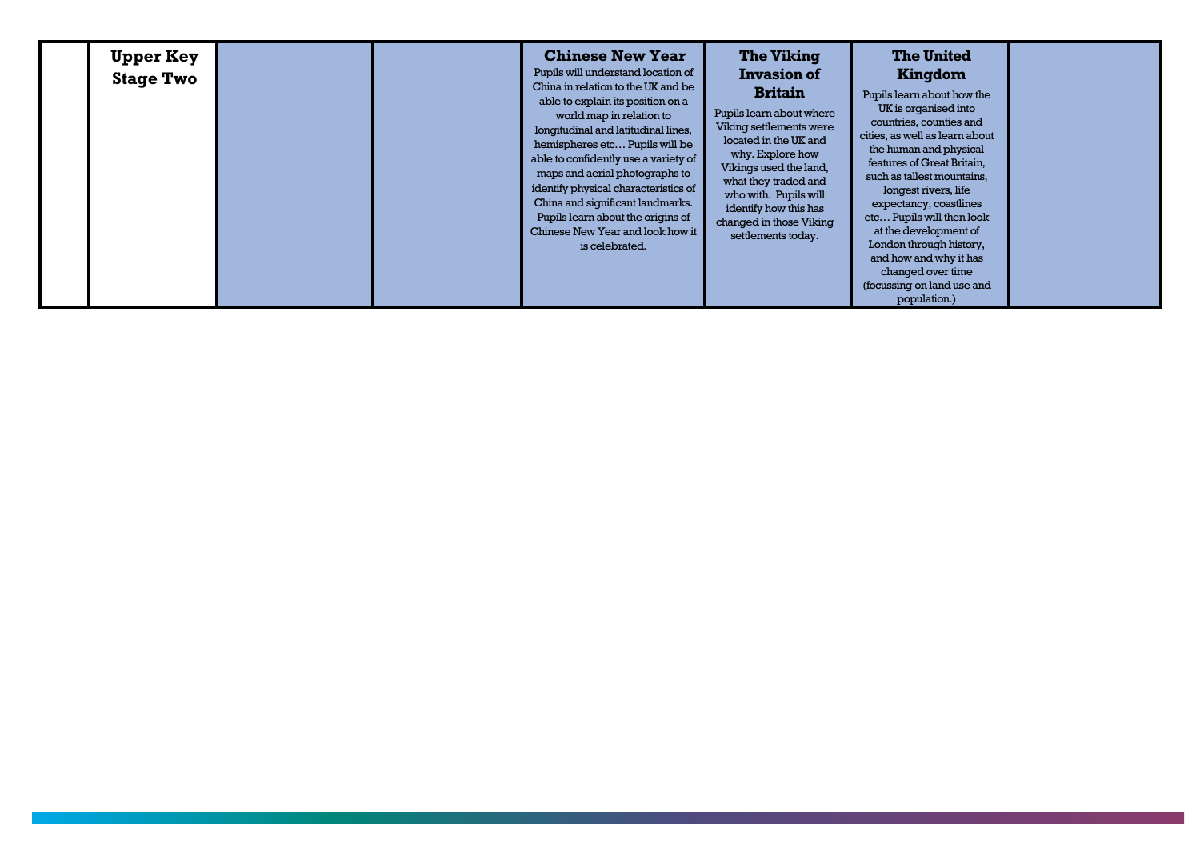| | | | | | | | |
|---|---|---|---|---|---|---|---|
| | **Upper Key Stage Two** | | | **Chinese New Year** Pupils will understand location of China in relation to the UK and be able to explain its position on a world map in relation to longitudinal and latitudinal lines, hemispheres etc… Pupils will be able to confidently use a variety of maps and aerial photographs to identify physical characteristics of China and significant landmarks. Pupils learn about the origins of Chinese New Year and look how it is celebrated. | **The Viking Invasion of Britain** Pupils learn about where Viking settlements were located in the UK and why. Explore how Vikings used the land, what they traded and who with. Pupils will identify how this has changed in those Viking settlements today. | **The United Kingdom** Pupils learn about how the UK is organised into countries, counties and cities, as well as learn about the human and physical features of Great Britain, such as tallest mountains, longest rivers, life expectancy, coastlines etc… Pupils will then look at the development of London through history, and how and why it has changed over time (focussing on land use and population.) | |